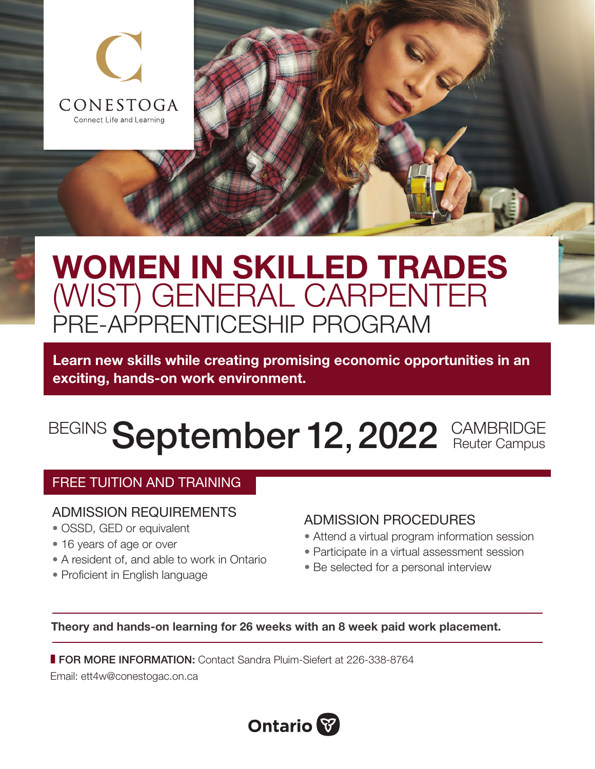CONESTOGA
Connect Life and Learning

# WOMEN IN SKILLED TRADES (WIST) GENERAL CARPENTER PRE-APPRENTICESHIP PROGRAM

**Learn new skills while creating promising economic opportunities in an exciting, hands-on work environment.**

BEGINS **September 12, 2022** CAMBRIDGE Reuter Campus

## FREE TUITION AND TRAINING

### ADMISSION REQUIREMENTS

- OSSD, GED or equivalent
- 16 years of age or over
- A resident of, and able to work in Ontario
- Proficient in English language

### ADMISSION PROCEDURES

- Attend a virtual program information session
- Participate in a virtual assessment session
- Be selected for a personal interview

**Theory and hands-on learning for 26 weeks with an 8 week paid work placement.**

**FOR MORE INFORMATION:** Contact Sandra Pluim-Siefert at 226-338-8764
Email: ett4w@conestogac.on.ca

Ontario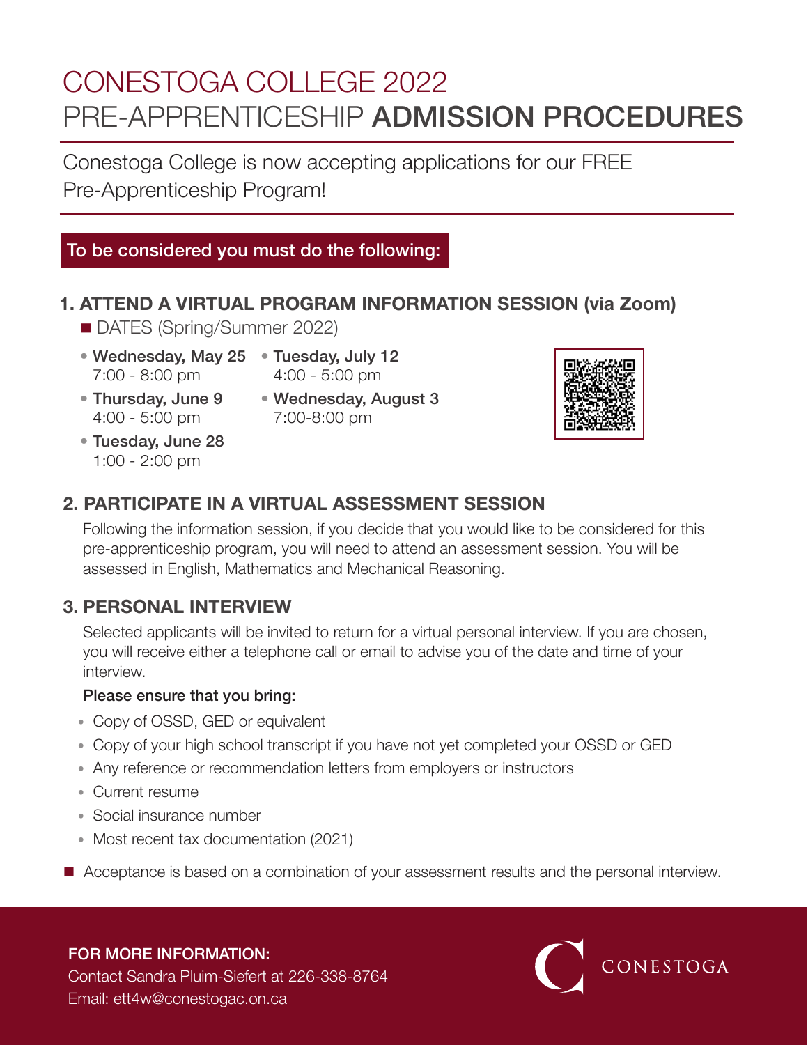# CONESTOGA COLLEGE 2022
# PRE-APPRENTICESHIP **ADMISSION PROCEDURES**

Conestoga College is now accepting applications for our FREE Pre-Apprenticeship Program!

**To be considered you must do the following:**

## 1. ATTEND A VIRTUAL PROGRAM INFORMATION SESSION (via Zoom)

- DATES (Spring/Summer 2022)
  - **Wednesday, May 25**
    7:00 - 8:00 pm
  - **Thursday, June 9**
    4:00 - 5:00 pm
  - **Tuesday, June 28**
    1:00 - 2:00 pm
  - **Tuesday, July 12**
    4:00 - 5:00 pm
  - **Wednesday, August 3**
    7:00-8:00 pm

## 2. PARTICIPATE IN A VIRTUAL ASSESSMENT SESSION

Following the information session, if you decide that you would like to be considered for this pre-apprenticeship program, you will need to attend an assessment session. You will be assessed in English, Mathematics and Mechanical Reasoning.

## 3. PERSONAL INTERVIEW

Selected applicants will be invited to return for a virtual personal interview. If you are chosen, you will receive either a telephone call or email to advise you of the date and time of your interview.

**Please ensure that you bring:**

- Copy of OSSD, GED or equivalent
- Copy of your high school transcript if you have not yet completed your OSSD or GED
- Any reference or recommendation letters from employers or instructors
- Current resume
- Social insurance number
- Most recent tax documentation (2021)

- Acceptance is based on a combination of your assessment results and the personal interview.

**FOR MORE INFORMATION:**
Contact Sandra Pluim-Siefert at 226-338-8764
Email: ett4w@conestogac.on.ca

CONESTOGA